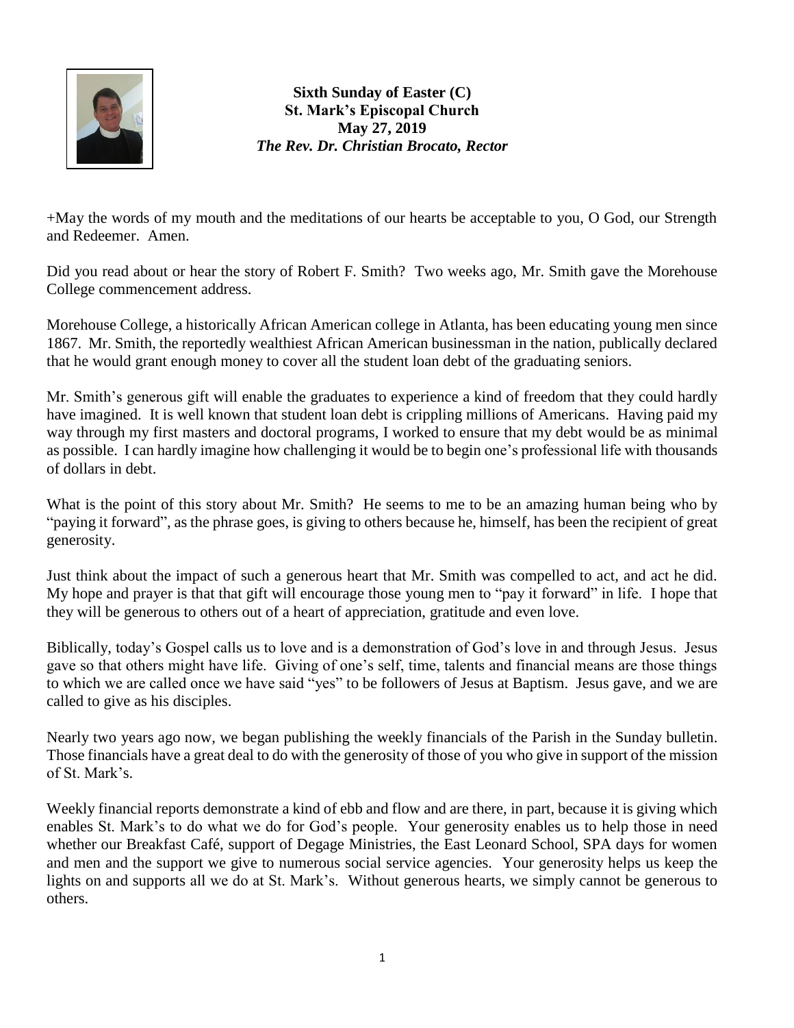**Sixth Sunday of Easter (C)**
**St. Mark's Episcopal Church**
**May 27, 2019**
***The Rev. Dr. Christian Brocato, Rector***

+May the words of my mouth and the meditations of our hearts be acceptable to you, O God, our Strength and Redeemer. Amen.

Did you read about or hear the story of Robert F. Smith? Two weeks ago, Mr. Smith gave the Morehouse College commencement address.

Morehouse College, a historically African American college in Atlanta, has been educating young men since 1867. Mr. Smith, the reportedly wealthiest African American businessman in the nation, publically declared that he would grant enough money to cover all the student loan debt of the graduating seniors.

Mr. Smith's generous gift will enable the graduates to experience a kind of freedom that they could hardly have imagined. It is well known that student loan debt is crippling millions of Americans. Having paid my way through my first masters and doctoral programs, I worked to ensure that my debt would be as minimal as possible. I can hardly imagine how challenging it would be to begin one's professional life with thousands of dollars in debt.

What is the point of this story about Mr. Smith? He seems to me to be an amazing human being who by "paying it forward", as the phrase goes, is giving to others because he, himself, has been the recipient of great generosity.

Just think about the impact of such a generous heart that Mr. Smith was compelled to act, and act he did. My hope and prayer is that that gift will encourage those young men to "pay it forward" in life. I hope that they will be generous to others out of a heart of appreciation, gratitude and even love.

Biblically, today's Gospel calls us to love and is a demonstration of God's love in and through Jesus. Jesus gave so that others might have life. Giving of one's self, time, talents and financial means are those things to which we are called once we have said "yes" to be followers of Jesus at Baptism. Jesus gave, and we are called to give as his disciples.

Nearly two years ago now, we began publishing the weekly financials of the Parish in the Sunday bulletin. Those financials have a great deal to do with the generosity of those of you who give in support of the mission of St. Mark's.

Weekly financial reports demonstrate a kind of ebb and flow and are there, in part, because it is giving which enables St. Mark's to do what we do for God's people. Your generosity enables us to help those in need whether our Breakfast Café, support of Degage Ministries, the East Leonard School, SPA days for women and men and the support we give to numerous social service agencies. Your generosity helps us keep the lights on and supports all we do at St. Mark's. Without generous hearts, we simply cannot be generous to others.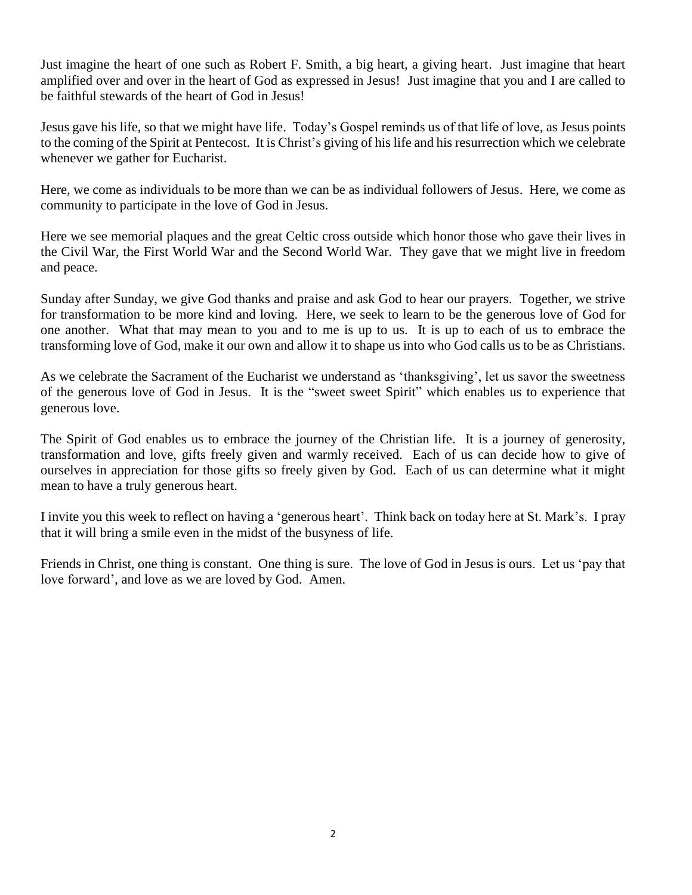Just imagine the heart of one such as Robert F. Smith, a big heart, a giving heart. Just imagine that heart amplified over and over in the heart of God as expressed in Jesus! Just imagine that you and I are called to be faithful stewards of the heart of God in Jesus!

Jesus gave his life, so that we might have life. Today's Gospel reminds us of that life of love, as Jesus points to the coming of the Spirit at Pentecost. It is Christ's giving of his life and his resurrection which we celebrate whenever we gather for Eucharist.

Here, we come as individuals to be more than we can be as individual followers of Jesus. Here, we come as community to participate in the love of God in Jesus.

Here we see memorial plaques and the great Celtic cross outside which honor those who gave their lives in the Civil War, the First World War and the Second World War. They gave that we might live in freedom and peace.

Sunday after Sunday, we give God thanks and praise and ask God to hear our prayers. Together, we strive for transformation to be more kind and loving. Here, we seek to learn to be the generous love of God for one another. What that may mean to you and to me is up to us. It is up to each of us to embrace the transforming love of God, make it our own and allow it to shape us into who God calls us to be as Christians.

As we celebrate the Sacrament of the Eucharist we understand as 'thanksgiving', let us savor the sweetness of the generous love of God in Jesus. It is the "sweet sweet Spirit" which enables us to experience that generous love.

The Spirit of God enables us to embrace the journey of the Christian life. It is a journey of generosity, transformation and love, gifts freely given and warmly received. Each of us can decide how to give of ourselves in appreciation for those gifts so freely given by God. Each of us can determine what it might mean to have a truly generous heart.

I invite you this week to reflect on having a 'generous heart'. Think back on today here at St. Mark's. I pray that it will bring a smile even in the midst of the busyness of life.

Friends in Christ, one thing is constant. One thing is sure. The love of God in Jesus is ours. Let us 'pay that love forward', and love as we are loved by God. Amen.